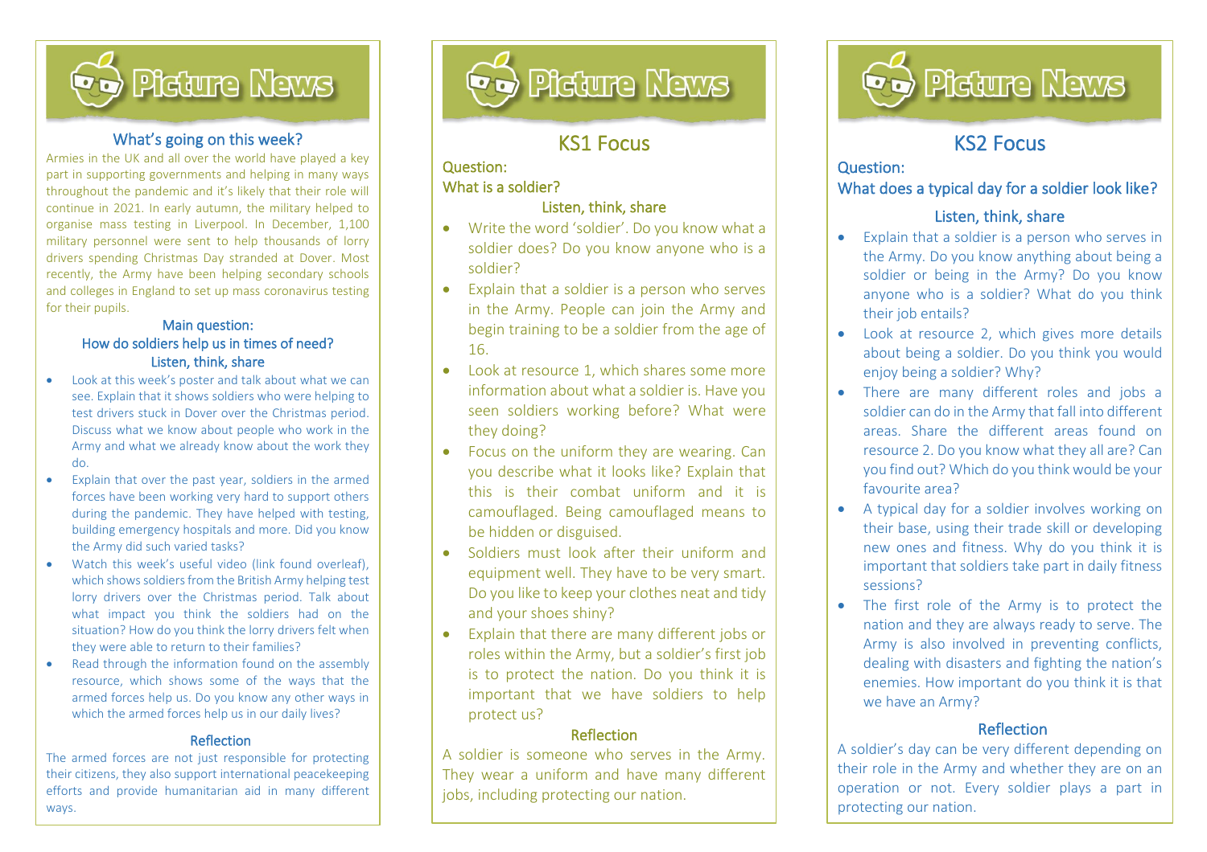# Picture News

## What's going on this week?

Armies in the UK and all over the world have played a key part in supporting governments and helping in many ways throughout the pandemic and it's likely that their role will continue in 2021. In early autumn, the military helped to organise mass testing in Liverpool. In December, 1,100 military personnel were sent to help thousands of lorry drivers spending Christmas Day stranded at Dover. Most recently, the Army have been helping secondary schools and colleges in England to set up mass coronavirus testing for their pupils.

### Main question:

### How do soldiers help us in times of need?

### Listen, think, share

- Look at this week's poster and talk about what we can see. Explain that it shows soldiers who were helping to test drivers stuck in Dover over the Christmas period. Discuss what we know about people who work in the Army and what we already know about the work they do.
- Explain that over the past year, soldiers in the armed forces have been working very hard to support others during the pandemic. They have helped with testing, building emergency hospitals and more. Did you know the Army did such varied tasks?
- Watch this week's useful video (link found overleaf), which shows soldiers from the British Army helping test lorry drivers over the Christmas period. Talk about what impact you think the soldiers had on the situation? How do you think the lorry drivers felt when they were able to return to their families?
- Read through the information found on the assembly resource, which shows some of the ways that the armed forces help us. Do you know any other ways in which the armed forces help us in our daily lives?

### Reflection

The armed forces are not just responsible for protecting their citizens, they also support international peacekeeping efforts and provide humanitarian aid in many different ways.

# Picture News

## KS1 Focus

### Question:

### What is a soldier?

### Listen, think, share

- Write the word 'soldier'. Do you know what a soldier does? Do you know anyone who is a soldier?
- Explain that a soldier is a person who serves in the Army. People can join the Army and begin training to be a soldier from the age of 16.
- Look at resource 1, which shares some more information about what a soldier is. Have you seen soldiers working before? What were they doing?
- Focus on the uniform they are wearing. Can you describe what it looks like? Explain that this is their combat uniform and it is camouflaged. Being camouflaged means to be hidden or disguised.
- Soldiers must look after their uniform and equipment well. They have to be very smart. Do you like to keep your clothes neat and tidy and your shoes shiny?
- Explain that there are many different jobs or roles within the Army, but a soldier's first job is to protect the nation. Do you think it is important that we have soldiers to help protect us?

### Reflection

A soldier is someone who serves in the Army. They wear a uniform and have many different jobs, including protecting our nation.

# Picture News

## KS2 Focus

### Question:

### What does a typical day for a soldier look like?

### Listen, think, share

- Explain that a soldier is a person who serves in the Army. Do you know anything about being a soldier or being in the Army? Do you know anyone who is a soldier? What do you think their job entails?
- Look at resource 2, which gives more details about being a soldier. Do you think you would enjoy being a soldier? Why?
- There are many different roles and jobs a soldier can do in the Army that fall into different areas. Share the different areas found on resource 2. Do you know what they all are? Can you find out? Which do you think would be your favourite area?
- A typical day for a soldier involves working on their base, using their trade skill or developing new ones and fitness. Why do you think it is important that soldiers take part in daily fitness sessions?
- The first role of the Army is to protect the nation and they are always ready to serve. The Army is also involved in preventing conflicts, dealing with disasters and fighting the nation's enemies. How important do you think it is that we have an Army?

### Reflection

A soldier's day can be very different depending on their role in the Army and whether they are on an operation or not. Every soldier plays a part in protecting our nation.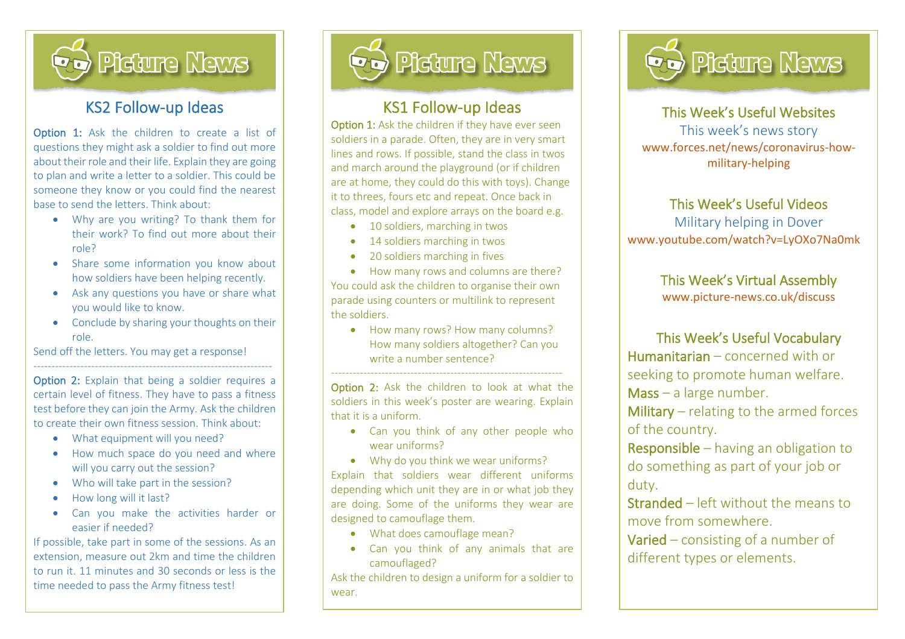# Picture News

## KS2 Follow-up Ideas

**Option 1:** Ask the children to create a list of questions they might ask a soldier to find out more about their role and their life. Explain they are going to plan and write a letter to a soldier. This could be someone they know or you could find the nearest base to send the letters. Think about:

- Why are you writing? To thank them for their work? To find out more about their role?
- Share some information you know about how soldiers have been helping recently.
- Ask any questions you have or share what you would like to know.
- Conclude by sharing your thoughts on their role.

Send off the letters. You may get a response!

---

**Option 2:** Explain that being a soldier requires a certain level of fitness. They have to pass a fitness test before they can join the Army. Ask the children to create their own fitness session. Think about:

- What equipment will you need?
- How much space do you need and where will you carry out the session?
- Who will take part in the session?
- How long will it last?
- Can you make the activities harder or easier if needed?

If possible, take part in some of the sessions. As an extension, measure out 2km and time the children to run it. 11 minutes and 30 seconds or less is the time needed to pass the Army fitness test!

# Picture News

## KS1 Follow-up Ideas

**Option 1:** Ask the children if they have ever seen soldiers in a parade. Often, they are in very smart lines and rows. If possible, stand the class in twos and march around the playground (or if children are at home, they could do this with toys). Change it to threes, fours etc and repeat. Once back in class, model and explore arrays on the board e.g.

- 10 soldiers, marching in twos
- 14 soldiers marching in twos
- 20 soldiers marching in fives
- How many rows and columns are there?

You could ask the children to organise their own parade using counters or multilink to represent the soldiers.

- How many rows? How many columns? How many soldiers altogether? Can you write a number sentence?

---

**Option 2:** Ask the children to look at what the soldiers in this week's poster are wearing. Explain that it is a uniform.

- Can you think of any other people who wear uniforms?
- Why do you think we wear uniforms?

Explain that soldiers wear different uniforms depending which unit they are in or what job they are doing. Some of the uniforms they wear are designed to camouflage them.

- What does camouflage mean?
- Can you think of any animals that are camouflaged?

Ask the children to design a uniform for a soldier to wear.

# Picture News

### This Week's Useful Websites

This week's news story
www.forces.net/news/coronavirus-how-military-helping

### This Week's Useful Videos

Military helping in Dover
www.youtube.com/watch?v=LyOXo7Na0mk

### This Week's Virtual Assembly

www.picture-news.co.uk/discuss

### This Week's Useful Vocabulary

**Humanitarian** – concerned with or seeking to promote human welfare.
**Mass** – a large number.
**Military** – relating to the armed forces of the country.
**Responsible** – having an obligation to do something as part of your job or duty.
**Stranded** – left without the means to move from somewhere.
**Varied** – consisting of a number of different types or elements.